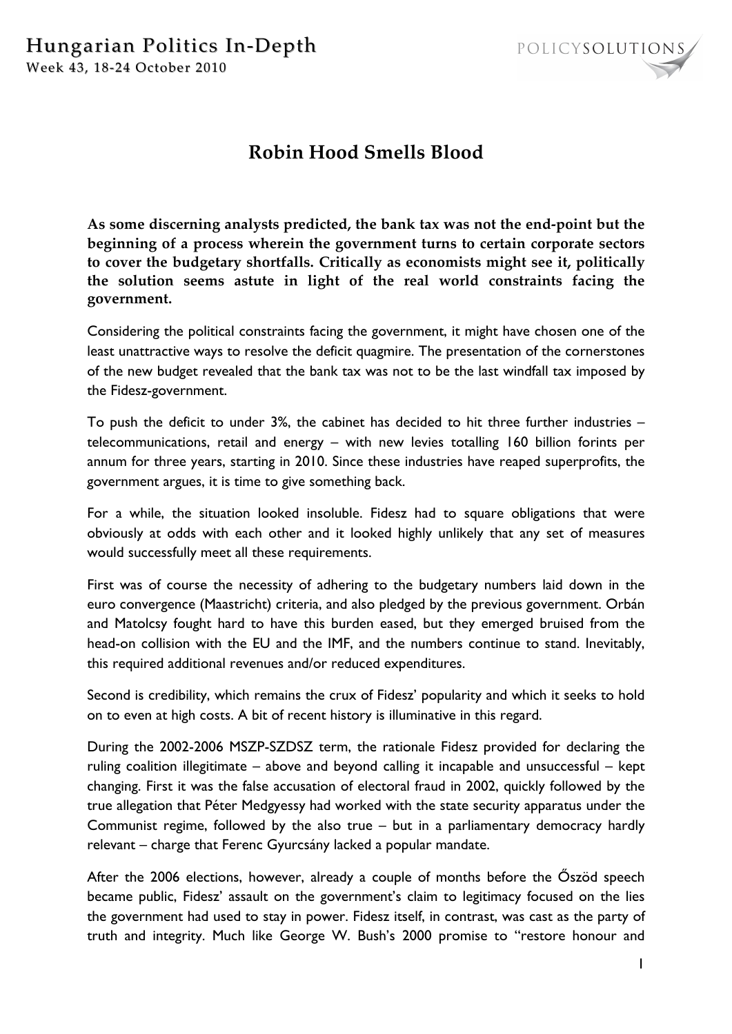# Robin Hood Smells Blood

**As some discerning analysts predicted, the bank tax was not the end-point but the beginning of a process wherein the government turns to certain corporate sectors to cover the budgetary shortfalls. Critically as economists might see it, politically the solution seems astute in light of the real world constraints facing the government.**

Considering the political constraints facing the government, it might have chosen one of the least unattractive ways to resolve the deficit quagmire. The presentation of the cornerstones of the new budget revealed that the bank tax was not to be the last windfall tax imposed by the Fidesz-government.

To push the deficit to under 3%, the cabinet has decided to hit three further industries – telecommunications, retail and energy – with new levies totalling 160 billion forints per annum for three years, starting in 2010. Since these industries have reaped superprofits, the government argues, it is time to give something back.

For a while, the situation looked insoluble. Fidesz had to square obligations that were obviously at odds with each other and it looked highly unlikely that any set of measures would successfully meet all these requirements.

First was of course the necessity of adhering to the budgetary numbers laid down in the euro convergence (Maastricht) criteria, and also pledged by the previous government. Orbán and Matolcsy fought hard to have this burden eased, but they emerged bruised from the head-on collision with the EU and the IMF, and the numbers continue to stand. Inevitably, this required additional revenues and/or reduced expenditures.

Second is credibility, which remains the crux of Fidesz' popularity and which it seeks to hold on to even at high costs. A bit of recent history is illuminative in this regard.

During the 2002-2006 MSZP-SZDSZ term, the rationale Fidesz provided for declaring the ruling coalition illegitimate – above and beyond calling it incapable and unsuccessful – kept changing. First it was the false accusation of electoral fraud in 2002, quickly followed by the true allegation that Péter Medgyessy had worked with the state security apparatus under the Communist regime, followed by the also true – but in a parliamentary democracy hardly relevant – charge that Ferenc Gyurcsány lacked a popular mandate.

After the 2006 elections, however, already a couple of months before the Őszöd speech became public, Fidesz' assault on the government's claim to legitimacy focused on the lies the government had used to stay in power. Fidesz itself, in contrast, was cast as the party of truth and integrity. Much like George W. Bush's 2000 promise to "restore honour and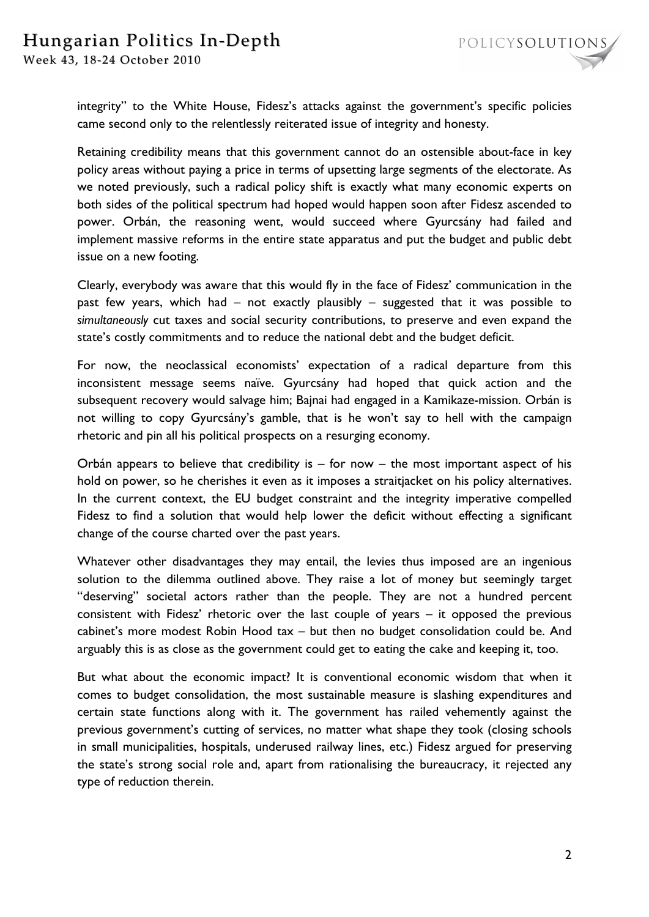integrity" to the White House, Fidesz's attacks against the government's specific policies came second only to the relentlessly reiterated issue of integrity and honesty.

Retaining credibility means that this government cannot do an ostensible about-face in key policy areas without paying a price in terms of upsetting large segments of the electorate. As we noted previously, such a radical policy shift is exactly what many economic experts on both sides of the political spectrum had hoped would happen soon after Fidesz ascended to power. Orbán, the reasoning went, would succeed where Gyurcsány had failed and implement massive reforms in the entire state apparatus and put the budget and public debt issue on a new footing.

Clearly, everybody was aware that this would fly in the face of Fidesz' communication in the past few years, which had – not exactly plausibly – suggested that it was possible to *simultaneously* cut taxes and social security contributions, to preserve and even expand the state's costly commitments and to reduce the national debt and the budget deficit.

For now, the neoclassical economists' expectation of a radical departure from this inconsistent message seems naïve. Gyurcsány had hoped that quick action and the subsequent recovery would salvage him; Bajnai had engaged in a Kamikaze-mission. Orbán is not willing to copy Gyurcsány's gamble, that is he won't say to hell with the campaign rhetoric and pin all his political prospects on a resurging economy.

Orbán appears to believe that credibility is – for now – the most important aspect of his hold on power, so he cherishes it even as it imposes a straitjacket on his policy alternatives. In the current context, the EU budget constraint and the integrity imperative compelled Fidesz to find a solution that would help lower the deficit without effecting a significant change of the course charted over the past years.

Whatever other disadvantages they may entail, the levies thus imposed are an ingenious solution to the dilemma outlined above. They raise a lot of money but seemingly target "deserving" societal actors rather than the people. They are not a hundred percent consistent with Fidesz' rhetoric over the last couple of years – it opposed the previous cabinet's more modest Robin Hood tax – but then no budget consolidation could be. And arguably this is as close as the government could get to eating the cake and keeping it, too.

But what about the economic impact? It is conventional economic wisdom that when it comes to budget consolidation, the most sustainable measure is slashing expenditures and certain state functions along with it. The government has railed vehemently against the previous government's cutting of services, no matter what shape they took (closing schools in small municipalities, hospitals, underused railway lines, etc.) Fidesz argued for preserving the state's strong social role and, apart from rationalising the bureaucracy, it rejected any type of reduction therein.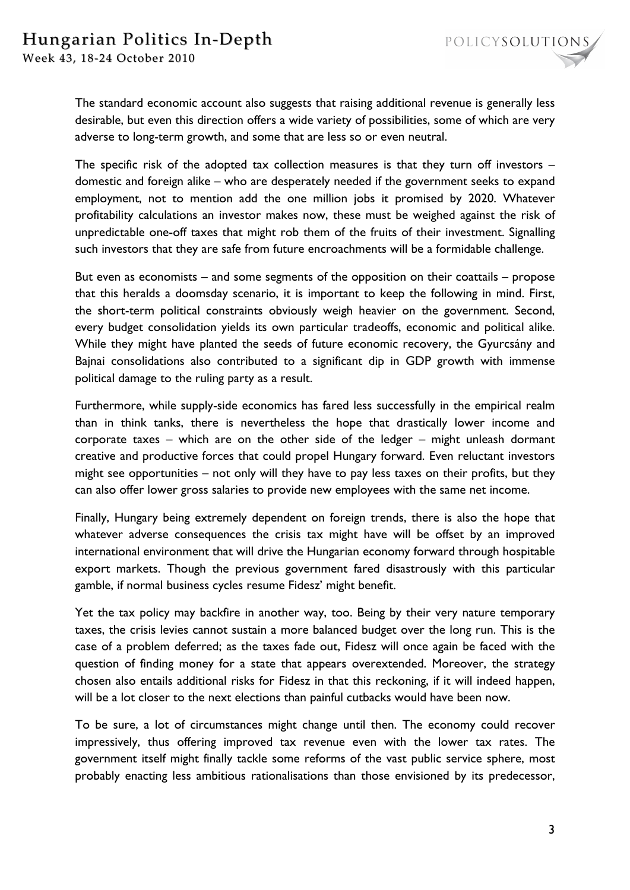The standard economic account also suggests that raising additional revenue is generally less desirable, but even this direction offers a wide variety of possibilities, some of which are very adverse to long-term growth, and some that are less so or even neutral.

The specific risk of the adopted tax collection measures is that they turn off investors – domestic and foreign alike – who are desperately needed if the government seeks to expand employment, not to mention add the one million jobs it promised by 2020. Whatever profitability calculations an investor makes now, these must be weighed against the risk of unpredictable one-off taxes that might rob them of the fruits of their investment. Signalling such investors that they are safe from future encroachments will be a formidable challenge.

But even as economists – and some segments of the opposition on their coattails – propose that this heralds a doomsday scenario, it is important to keep the following in mind. First, the short-term political constraints obviously weigh heavier on the government. Second, every budget consolidation yields its own particular tradeoffs, economic and political alike. While they might have planted the seeds of future economic recovery, the Gyurcsány and Bajnai consolidations also contributed to a significant dip in GDP growth with immense political damage to the ruling party as a result.

Furthermore, while supply-side economics has fared less successfully in the empirical realm than in think tanks, there is nevertheless the hope that drastically lower income and corporate taxes – which are on the other side of the ledger – might unleash dormant creative and productive forces that could propel Hungary forward. Even reluctant investors might see opportunities – not only will they have to pay less taxes on their profits, but they can also offer lower gross salaries to provide new employees with the same net income.

Finally, Hungary being extremely dependent on foreign trends, there is also the hope that whatever adverse consequences the crisis tax might have will be offset by an improved international environment that will drive the Hungarian economy forward through hospitable export markets. Though the previous government fared disastrously with this particular gamble, if normal business cycles resume Fidesz' might benefit.

Yet the tax policy may backfire in another way, too. Being by their very nature temporary taxes, the crisis levies cannot sustain a more balanced budget over the long run. This is the case of a problem deferred; as the taxes fade out, Fidesz will once again be faced with the question of finding money for a state that appears overextended. Moreover, the strategy chosen also entails additional risks for Fidesz in that this reckoning, if it will indeed happen, will be a lot closer to the next elections than painful cutbacks would have been now.

To be sure, a lot of circumstances might change until then. The economy could recover impressively, thus offering improved tax revenue even with the lower tax rates. The government itself might finally tackle some reforms of the vast public service sphere, most probably enacting less ambitious rationalisations than those envisioned by its predecessor,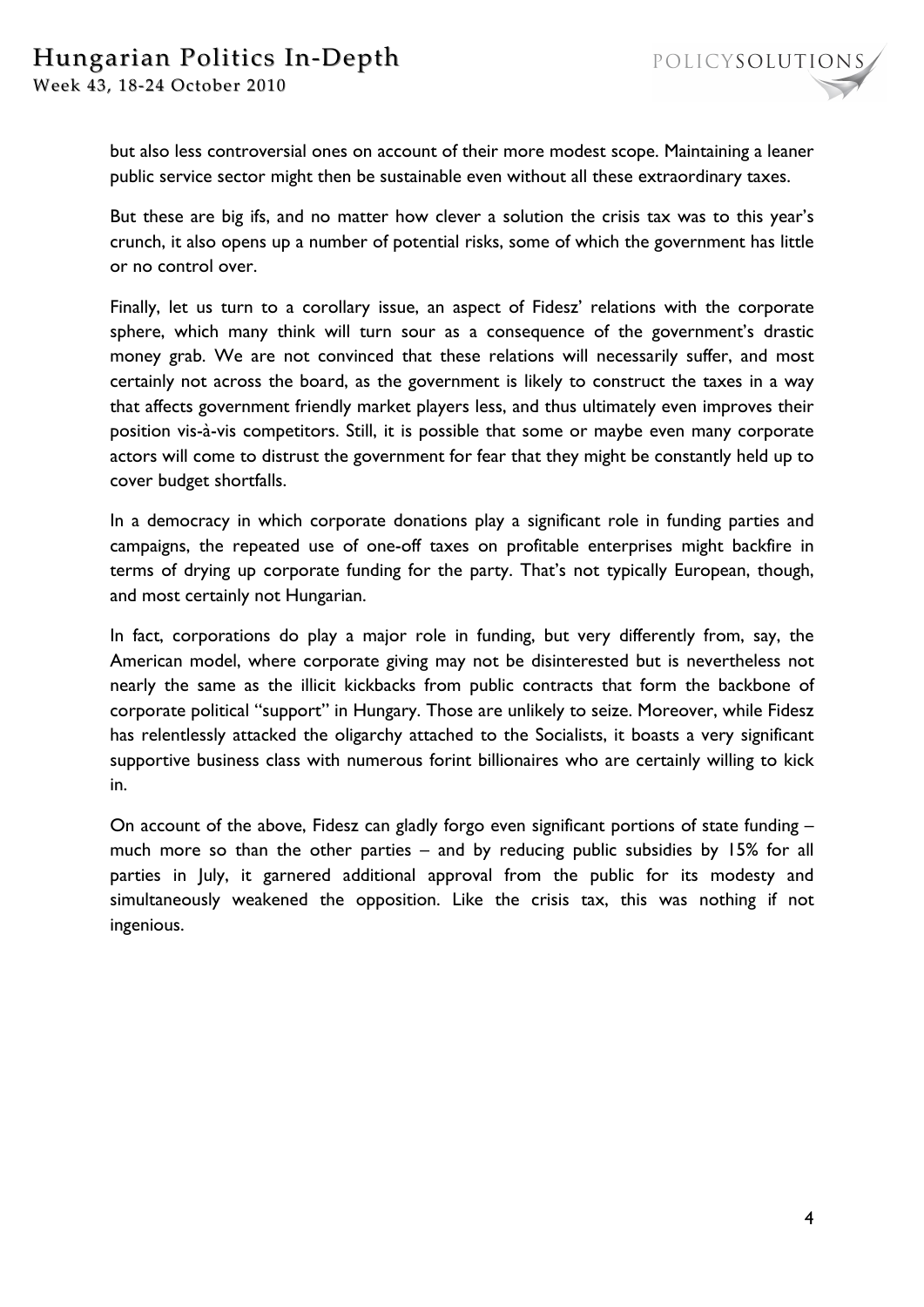but also less controversial ones on account of their more modest scope. Maintaining a leaner public service sector might then be sustainable even without all these extraordinary taxes.

But these are big ifs, and no matter how clever a solution the crisis tax was to this year's crunch, it also opens up a number of potential risks, some of which the government has little or no control over.

Finally, let us turn to a corollary issue, an aspect of Fidesz' relations with the corporate sphere, which many think will turn sour as a consequence of the government's drastic money grab. We are not convinced that these relations will necessarily suffer, and most certainly not across the board, as the government is likely to construct the taxes in a way that affects government friendly market players less, and thus ultimately even improves their position vis-à-vis competitors. Still, it is possible that some or maybe even many corporate actors will come to distrust the government for fear that they might be constantly held up to cover budget shortfalls.

In a democracy in which corporate donations play a significant role in funding parties and campaigns, the repeated use of one-off taxes on profitable enterprises might backfire in terms of drying up corporate funding for the party. That's not typically European, though, and most certainly not Hungarian.

In fact, corporations do play a major role in funding, but very differently from, say, the American model, where corporate giving may not be disinterested but is nevertheless not nearly the same as the illicit kickbacks from public contracts that form the backbone of corporate political "support" in Hungary. Those are unlikely to seize. Moreover, while Fidesz has relentlessly attacked the oligarchy attached to the Socialists, it boasts a very significant supportive business class with numerous forint billionaires who are certainly willing to kick in.

On account of the above, Fidesz can gladly forgo even significant portions of state funding – much more so than the other parties – and by reducing public subsidies by 15% for all parties in July, it garnered additional approval from the public for its modesty and simultaneously weakened the opposition. Like the crisis tax, this was nothing if not ingenious.